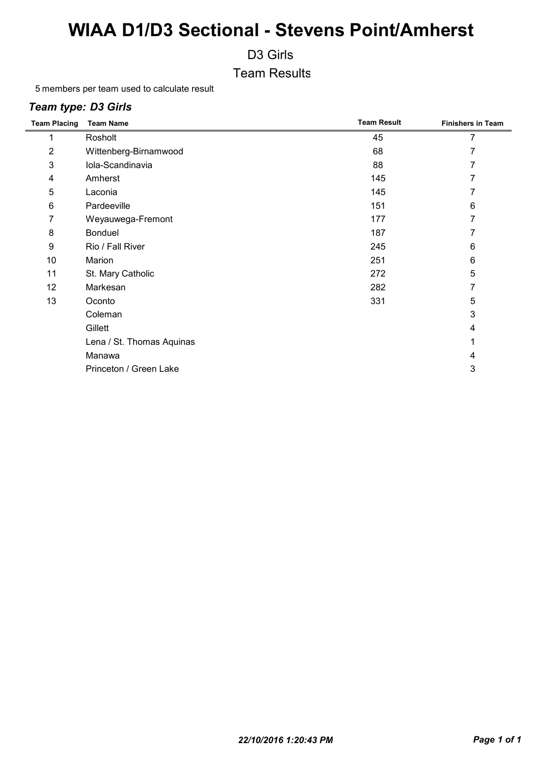# WIAA D1/D3 Sectional - Stevens Point/Amherst

D3 Girls

Team Results

5 members per team used to calculate result

### *Team type: D3 Girls*

| Team Placing | Team Name | Team Result | Finishers in Team |
|---|---|---|---|
| 1 | Rosholt | 45 | 7 |
| 2 | Wittenberg-Birnamwood | 68 | 7 |
| 3 | Iola-Scandinavia | 88 | 7 |
| 4 | Amherst | 145 | 7 |
| 5 | Laconia | 145 | 7 |
| 6 | Pardeeville | 151 | 6 |
| 7 | Weyauwega-Fremont | 177 | 7 |
| 8 | Bonduel | 187 | 7 |
| 9 | Rio / Fall River | 245 | 6 |
| 10 | Marion | 251 | 6 |
| 11 | St. Mary Catholic | 272 | 5 |
| 12 | Markesan | 282 | 7 |
| 13 | Oconto | 331 | 5 |
| | Coleman | | 3 |
| | Gillett | | 4 |
| | Lena / St. Thomas Aquinas | | 1 |
| | Manawa | | 4 |
| | Princeton / Green Lake | | 3 |

*22/10/2016 1:20:43 PM*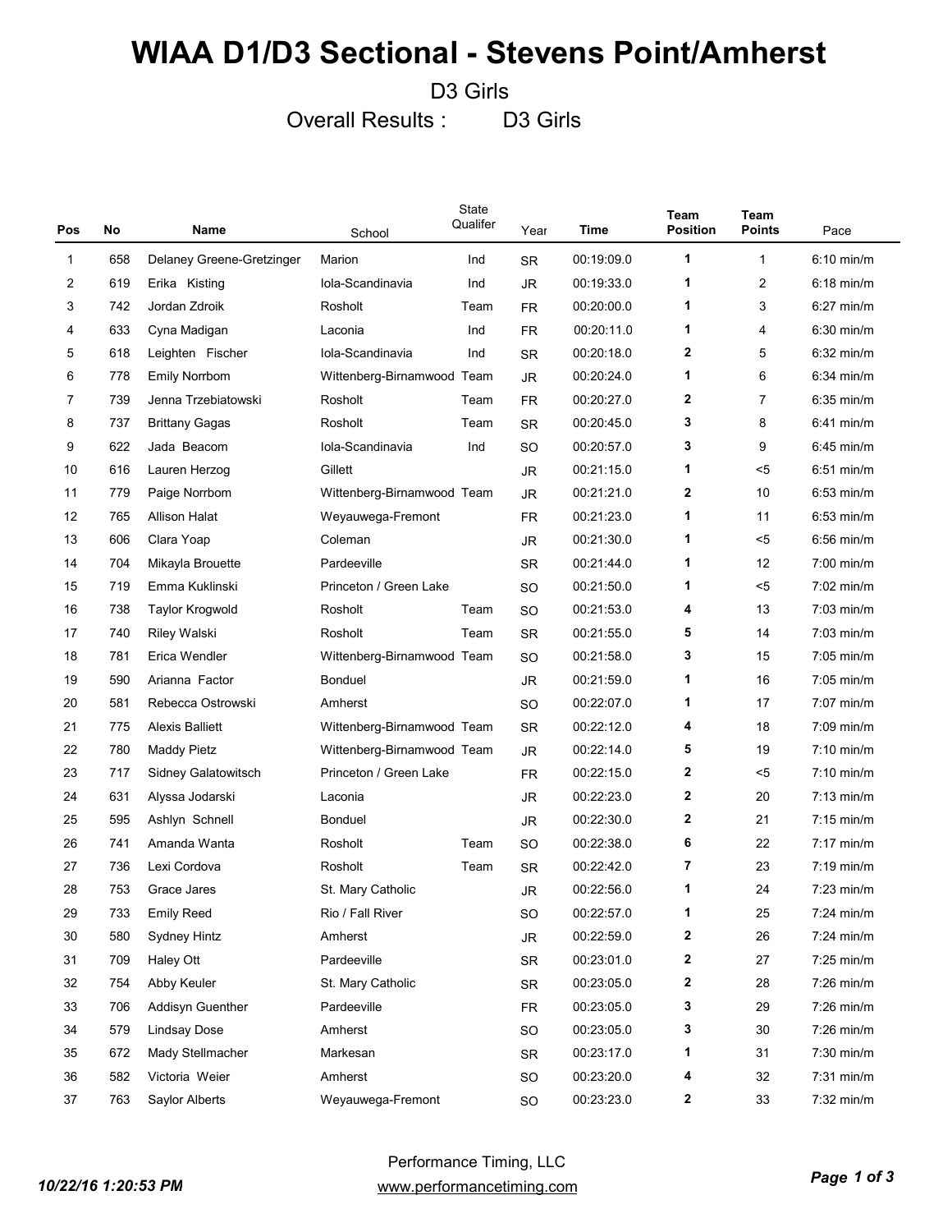# WIAA D1/D3 Sectional - Stevens Point/Amherst

D3 Girls

Overall Results : D3 Girls

| Pos | No | Name | School | State Qualifer | Year | Time | Team Position | Team Points | Pace |
|---|---|---|---|---|---|---|---|---|---|
| 1 | 658 | Delaney Greene-Gretzinger | Marion | Ind | SR | 00:19:09.0 | **1** | 1 | 6:10 min/m |
| 2 | 619 | Erika Kisting | Iola-Scandinavia | Ind | JR | 00:19:33.0 | **1** | 2 | 6:18 min/m |
| 3 | 742 | Jordan Zdroik | Rosholt | Team | FR | 00:20:00.0 | **1** | 3 | 6:27 min/m |
| 4 | 633 | Cyna Madigan | Laconia | Ind | FR | 00:20:11.0 | **1** | 4 | 6:30 min/m |
| 5 | 618 | Leighten Fischer | Iola-Scandinavia | Ind | SR | 00:20:18.0 | **2** | 5 | 6:32 min/m |
| 6 | 778 | Emily Norrbom | Wittenberg-Birnamwood | Team | JR | 00:20:24.0 | **1** | 6 | 6:34 min/m |
| 7 | 739 | Jenna Trzebiatowski | Rosholt | Team | FR | 00:20:27.0 | **2** | 7 | 6:35 min/m |
| 8 | 737 | Brittany Gagas | Rosholt | Team | SR | 00:20:45.0 | **3** | 8 | 6:41 min/m |
| 9 | 622 | Jada Beacom | Iola-Scandinavia | Ind | SO | 00:20:57.0 | **3** | 9 | 6:45 min/m |
| 10 | 616 | Lauren Herzog | Gillett | | JR | 00:21:15.0 | **1** | <5 | 6:51 min/m |
| 11 | 779 | Paige Norrbom | Wittenberg-Birnamwood | Team | JR | 00:21:21.0 | **2** | 10 | 6:53 min/m |
| 12 | 765 | Allison Halat | Weyauwega-Fremont | | FR | 00:21:23.0 | **1** | 11 | 6:53 min/m |
| 13 | 606 | Clara Yoap | Coleman | | JR | 00:21:30.0 | **1** | <5 | 6:56 min/m |
| 14 | 704 | Mikayla Brouette | Pardeeville | | SR | 00:21:44.0 | **1** | 12 | 7:00 min/m |
| 15 | 719 | Emma Kuklinski | Princeton / Green Lake | | SO | 00:21:50.0 | **1** | <5 | 7:02 min/m |
| 16 | 738 | Taylor Krogwold | Rosholt | Team | SO | 00:21:53.0 | **4** | 13 | 7:03 min/m |
| 17 | 740 | Riley Walski | Rosholt | Team | SR | 00:21:55.0 | **5** | 14 | 7:03 min/m |
| 18 | 781 | Erica Wendler | Wittenberg-Birnamwood | Team | SO | 00:21:58.0 | **3** | 15 | 7:05 min/m |
| 19 | 590 | Arianna Factor | Bonduel | | JR | 00:21:59.0 | **1** | 16 | 7:05 min/m |
| 20 | 581 | Rebecca Ostrowski | Amherst | | SO | 00:22:07.0 | **1** | 17 | 7:07 min/m |
| 21 | 775 | Alexis Balliett | Wittenberg-Birnamwood | Team | SR | 00:22:12.0 | **4** | 18 | 7:09 min/m |
| 22 | 780 | Maddy Pietz | Wittenberg-Birnamwood | Team | JR | 00:22:14.0 | **5** | 19 | 7:10 min/m |
| 23 | 717 | Sidney Galatowitsch | Princeton / Green Lake | | FR | 00:22:15.0 | **2** | <5 | 7:10 min/m |
| 24 | 631 | Alyssa Jodarski | Laconia | | JR | 00:22:23.0 | **2** | 20 | 7:13 min/m |
| 25 | 595 | Ashlyn Schnell | Bonduel | | JR | 00:22:30.0 | **2** | 21 | 7:15 min/m |
| 26 | 741 | Amanda Wanta | Rosholt | Team | SO | 00:22:38.0 | **6** | 22 | 7:17 min/m |
| 27 | 736 | Lexi Cordova | Rosholt | Team | SR | 00:22:42.0 | **7** | 23 | 7:19 min/m |
| 28 | 753 | Grace Jares | St. Mary Catholic | | JR | 00:22:56.0 | **1** | 24 | 7:23 min/m |
| 29 | 733 | Emily Reed | Rio / Fall River | | SO | 00:22:57.0 | **1** | 25 | 7:24 min/m |
| 30 | 580 | Sydney Hintz | Amherst | | JR | 00:22:59.0 | **2** | 26 | 7:24 min/m |
| 31 | 709 | Haley Ott | Pardeeville | | SR | 00:23:01.0 | **2** | 27 | 7:25 min/m |
| 32 | 754 | Abby Keuler | St. Mary Catholic | | SR | 00:23:05.0 | **2** | 28 | 7:26 min/m |
| 33 | 706 | Addisyn Guenther | Pardeeville | | FR | 00:23:05.0 | **3** | 29 | 7:26 min/m |
| 34 | 579 | Lindsay Dose | Amherst | | SO | 00:23:05.0 | **3** | 30 | 7:26 min/m |
| 35 | 672 | Mady Stellmacher | Markesan | | SR | 00:23:17.0 | **1** | 31 | 7:30 min/m |
| 36 | 582 | Victoria Weier | Amherst | | SO | 00:23:20.0 | **4** | 32 | 7:31 min/m |
| 37 | 763 | Saylor Alberts | Weyauwega-Fremont | | SO | 00:23:23.0 | **2** | 33 | 7:32 min/m |

Performance Timing, LLC
www.performancetiming.com

*10/22/16 1:20:53 PM*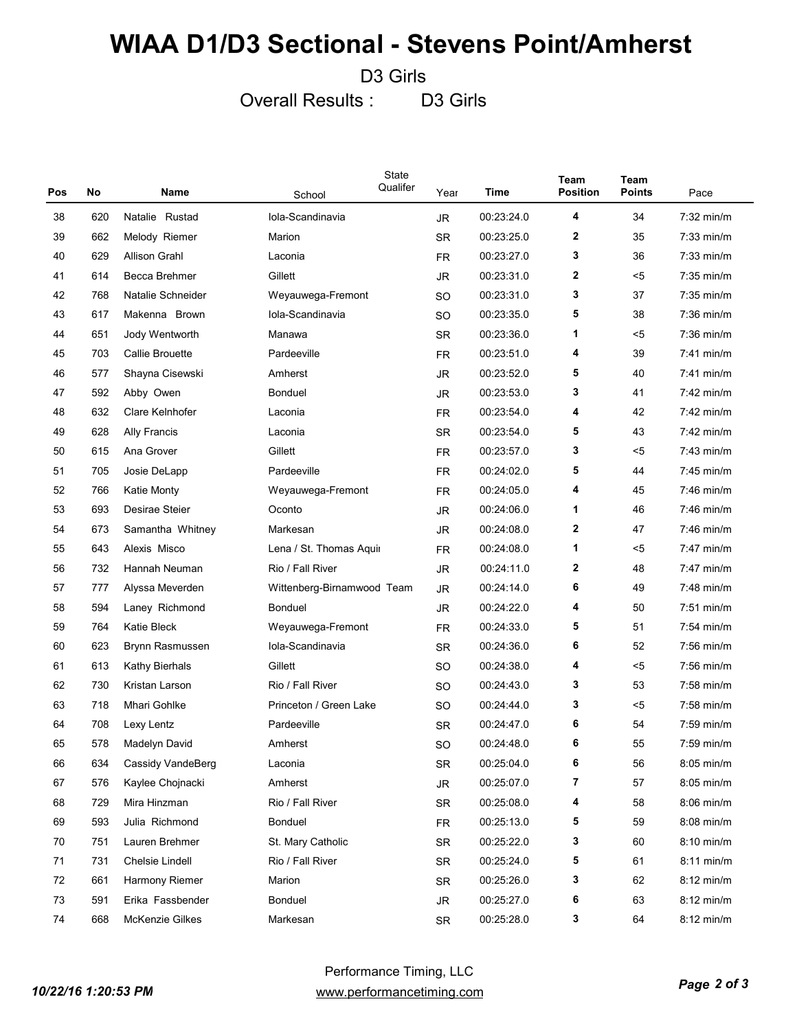# WIAA D1/D3 Sectional - Stevens Point/Amherst

D3 Girls

Overall Results : D3 Girls

| Pos | No | Name | School | State Qualifer | Year | Time | Team Position | Team Points | Pace |
|---|---|---|---|---|---|---|---|---|---|
| 38 | 620 | Natalie Rustad | Iola-Scandinavia | | JR | 00:23:24.0 | 4 | 34 | 7:32 min/m |
| 39 | 662 | Melody Riemer | Marion | | SR | 00:23:25.0 | 2 | 35 | 7:33 min/m |
| 40 | 629 | Allison Grahl | Laconia | | FR | 00:23:27.0 | 3 | 36 | 7:33 min/m |
| 41 | 614 | Becca Brehmer | Gillett | | JR | 00:23:31.0 | 2 | <5 | 7:35 min/m |
| 42 | 768 | Natalie Schneider | Weyauwega-Fremont | | SO | 00:23:31.0 | 3 | 37 | 7:35 min/m |
| 43 | 617 | Makenna Brown | Iola-Scandinavia | | SO | 00:23:35.0 | 5 | 38 | 7:36 min/m |
| 44 | 651 | Jody Wentworth | Manawa | | SR | 00:23:36.0 | 1 | <5 | 7:36 min/m |
| 45 | 703 | Callie Brouette | Pardeeville | | FR | 00:23:51.0 | 4 | 39 | 7:41 min/m |
| 46 | 577 | Shayna Cisewski | Amherst | | JR | 00:23:52.0 | 5 | 40 | 7:41 min/m |
| 47 | 592 | Abby Owen | Bonduel | | JR | 00:23:53.0 | 3 | 41 | 7:42 min/m |
| 48 | 632 | Clare Kelnhofer | Laconia | | FR | 00:23:54.0 | 4 | 42 | 7:42 min/m |
| 49 | 628 | Ally Francis | Laconia | | SR | 00:23:54.0 | 5 | 43 | 7:42 min/m |
| 50 | 615 | Ana Grover | Gillett | | FR | 00:23:57.0 | 3 | <5 | 7:43 min/m |
| 51 | 705 | Josie DeLapp | Pardeeville | | FR | 00:24:02.0 | 5 | 44 | 7:45 min/m |
| 52 | 766 | Katie Monty | Weyauwega-Fremont | | FR | 00:24:05.0 | 4 | 45 | 7:46 min/m |
| 53 | 693 | Desirae Steier | Oconto | | JR | 00:24:06.0 | 1 | 46 | 7:46 min/m |
| 54 | 673 | Samantha Whitney | Markesan | | JR | 00:24:08.0 | 2 | 47 | 7:46 min/m |
| 55 | 643 | Alexis Misco | Lena / St. Thomas Aquii | | FR | 00:24:08.0 | 1 | <5 | 7:47 min/m |
| 56 | 732 | Hannah Neuman | Rio / Fall River | | JR | 00:24:11.0 | 2 | 48 | 7:47 min/m |
| 57 | 777 | Alyssa Meverden | Wittenberg-Birnamwood Team | | JR | 00:24:14.0 | 6 | 49 | 7:48 min/m |
| 58 | 594 | Laney Richmond | Bonduel | | JR | 00:24:22.0 | 4 | 50 | 7:51 min/m |
| 59 | 764 | Katie Bleck | Weyauwega-Fremont | | FR | 00:24:33.0 | 5 | 51 | 7:54 min/m |
| 60 | 623 | Brynn Rasmussen | Iola-Scandinavia | | SR | 00:24:36.0 | 6 | 52 | 7:56 min/m |
| 61 | 613 | Kathy Bierhals | Gillett | | SO | 00:24:38.0 | 4 | <5 | 7:56 min/m |
| 62 | 730 | Kristan Larson | Rio / Fall River | | SO | 00:24:43.0 | 3 | 53 | 7:58 min/m |
| 63 | 718 | Mhari Gohlke | Princeton / Green Lake | | SO | 00:24:44.0 | 3 | <5 | 7:58 min/m |
| 64 | 708 | Lexy Lentz | Pardeeville | | SR | 00:24:47.0 | 6 | 54 | 7:59 min/m |
| 65 | 578 | Madelyn David | Amherst | | SO | 00:24:48.0 | 6 | 55 | 7:59 min/m |
| 66 | 634 | Cassidy VandeBerg | Laconia | | SR | 00:25:04.0 | 6 | 56 | 8:05 min/m |
| 67 | 576 | Kaylee Chojnacki | Amherst | | JR | 00:25:07.0 | 7 | 57 | 8:05 min/m |
| 68 | 729 | Mira Hinzman | Rio / Fall River | | SR | 00:25:08.0 | 4 | 58 | 8:06 min/m |
| 69 | 593 | Julia Richmond | Bonduel | | FR | 00:25:13.0 | 5 | 59 | 8:08 min/m |
| 70 | 751 | Lauren Brehmer | St. Mary Catholic | | SR | 00:25:22.0 | 3 | 60 | 8:10 min/m |
| 71 | 731 | Chelsie Lindell | Rio / Fall River | | SR | 00:25:24.0 | 5 | 61 | 8:11 min/m |
| 72 | 661 | Harmony Riemer | Marion | | SR | 00:25:26.0 | 3 | 62 | 8:12 min/m |
| 73 | 591 | Erika Fassbender | Bonduel | | JR | 00:25:27.0 | 6 | 63 | 8:12 min/m |
| 74 | 668 | McKenzie Gilkes | Markesan | | SR | 00:25:28.0 | 3 | 64 | 8:12 min/m |

Performance Timing, LLC
www.performancetiming.com

10/22/16 1:20:53 PM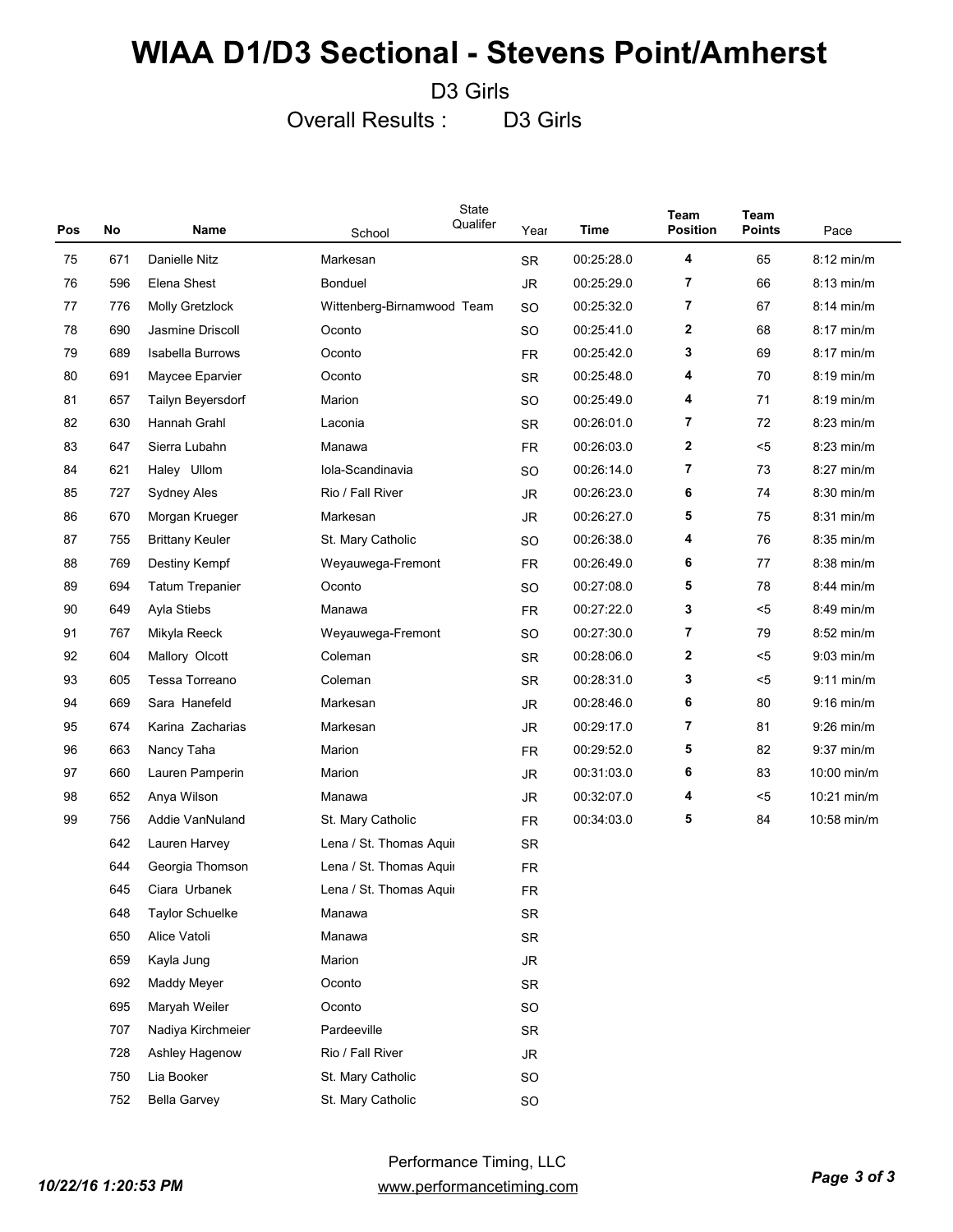# WIAA D1/D3 Sectional - Stevens Point/Amherst

D3 Girls

Overall Results : D3 Girls

| Pos | No | Name | School | State Qualifer | Year | Time | Team Position | Team Points | Pace |
|---|---|---|---|---|---|---|---|---|---|
| 75 | 671 | Danielle Nitz | Markesan | | SR | 00:25:28.0 | **4** | 65 | 8:12 min/m |
| 76 | 596 | Elena Shest | Bonduel | | JR | 00:25:29.0 | **7** | 66 | 8:13 min/m |
| 77 | 776 | Molly Gretzlock | Wittenberg-Birnamwood Team | | SO | 00:25:32.0 | **7** | 67 | 8:14 min/m |
| 78 | 690 | Jasmine Driscoll | Oconto | | SO | 00:25:41.0 | **2** | 68 | 8:17 min/m |
| 79 | 689 | Isabella Burrows | Oconto | | FR | 00:25:42.0 | **3** | 69 | 8:17 min/m |
| 80 | 691 | Maycee Eparvier | Oconto | | SR | 00:25:48.0 | **4** | 70 | 8:19 min/m |
| 81 | 657 | Tailyn Beyersdorf | Marion | | SO | 00:25:49.0 | **4** | 71 | 8:19 min/m |
| 82 | 630 | Hannah Grahl | Laconia | | SR | 00:26:01.0 | **7** | 72 | 8:23 min/m |
| 83 | 647 | Sierra Lubahn | Manawa | | FR | 00:26:03.0 | **2** | <5 | 8:23 min/m |
| 84 | 621 | Haley Ullom | Iola-Scandinavia | | SO | 00:26:14.0 | **7** | 73 | 8:27 min/m |
| 85 | 727 | Sydney Ales | Rio / Fall River | | JR | 00:26:23.0 | **6** | 74 | 8:30 min/m |
| 86 | 670 | Morgan Krueger | Markesan | | JR | 00:26:27.0 | **5** | 75 | 8:31 min/m |
| 87 | 755 | Brittany Keuler | St. Mary Catholic | | SO | 00:26:38.0 | **4** | 76 | 8:35 min/m |
| 88 | 769 | Destiny Kempf | Weyauwega-Fremont | | FR | 00:26:49.0 | **6** | 77 | 8:38 min/m |
| 89 | 694 | Tatum Trepanier | Oconto | | SO | 00:27:08.0 | **5** | 78 | 8:44 min/m |
| 90 | 649 | Ayla Stiebs | Manawa | | FR | 00:27:22.0 | **3** | <5 | 8:49 min/m |
| 91 | 767 | Mikyla Reeck | Weyauwega-Fremont | | SO | 00:27:30.0 | **7** | 79 | 8:52 min/m |
| 92 | 604 | Mallory Olcott | Coleman | | SR | 00:28:06.0 | **2** | <5 | 9:03 min/m |
| 93 | 605 | Tessa Torreano | Coleman | | SR | 00:28:31.0 | **3** | <5 | 9:11 min/m |
| 94 | 669 | Sara Hanefeld | Markesan | | JR | 00:28:46.0 | **6** | 80 | 9:16 min/m |
| 95 | 674 | Karina Zacharias | Markesan | | JR | 00:29:17.0 | **7** | 81 | 9:26 min/m |
| 96 | 663 | Nancy Taha | Marion | | FR | 00:29:52.0 | **5** | 82 | 9:37 min/m |
| 97 | 660 | Lauren Pamperin | Marion | | JR | 00:31:03.0 | **6** | 83 | 10:00 min/m |
| 98 | 652 | Anya Wilson | Manawa | | JR | 00:32:07.0 | **4** | <5 | 10:21 min/m |
| 99 | 756 | Addie VanNuland | St. Mary Catholic | | FR | 00:34:03.0 | **5** | 84 | 10:58 min/m |
| | 642 | Lauren Harvey | Lena / St. Thomas Aquii | | SR | | | | |
| | 644 | Georgia Thomson | Lena / St. Thomas Aquii | | FR | | | | |
| | 645 | Ciara Urbanek | Lena / St. Thomas Aquii | | FR | | | | |
| | 648 | Taylor Schuelke | Manawa | | SR | | | | |
| | 650 | Alice Vatoli | Manawa | | SR | | | | |
| | 659 | Kayla Jung | Marion | | JR | | | | |
| | 692 | Maddy Meyer | Oconto | | SR | | | | |
| | 695 | Maryah Weiler | Oconto | | SO | | | | |
| | 707 | Nadiya Kirchmeier | Pardeeville | | SR | | | | |
| | 728 | Ashley Hagenow | Rio / Fall River | | JR | | | | |
| | 750 | Lia Booker | St. Mary Catholic | | SO | | | | |
| | 752 | Bella Garvey | St. Mary Catholic | | SO | | | | |

Performance Timing, LLC
www.performancetiming.com

*10/22/16 1:20:53 PM*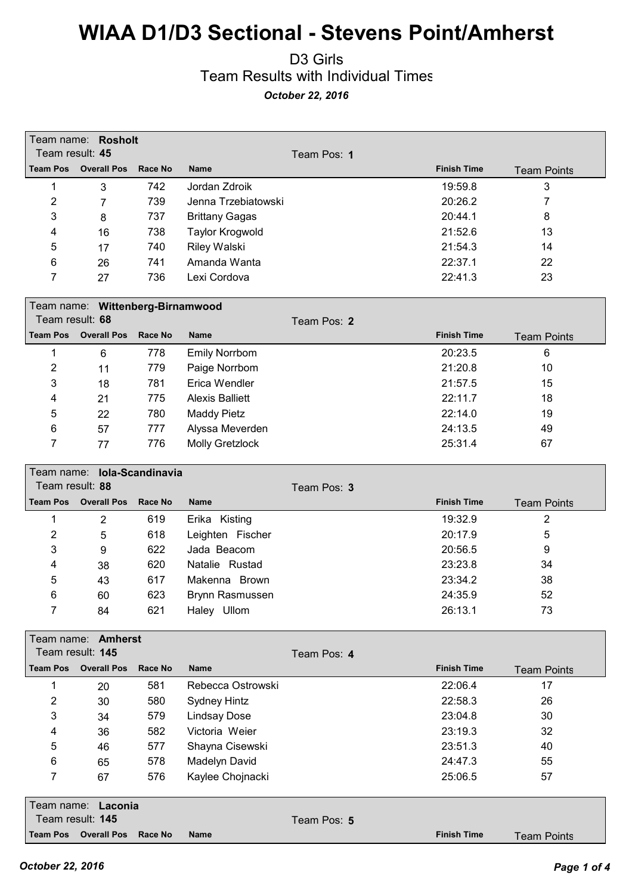# WIAA D1/D3 Sectional - Stevens Point/Amherst

## D3 Girls
## Team Results with Individual Times

***October 22, 2016***

**Team name: Rosholt**
Team result: **45** — Team Pos: **1**

| Team Pos | Overall Pos | Race No | Name | Finish Time | Team Points |
|---|---|---|---|---|---|
| 1 | 3 | 742 | Jordan Zdroik | 19:59.8 | 3 |
| 2 | 7 | 739 | Jenna Trzebiatowski | 20:26.2 | 7 |
| 3 | 8 | 737 | Brittany Gagas | 20:44.1 | 8 |
| 4 | 16 | 738 | Taylor Krogwold | 21:52.6 | 13 |
| 5 | 17 | 740 | Riley Walski | 21:54.3 | 14 |
| 6 | 26 | 741 | Amanda Wanta | 22:37.1 | 22 |
| 7 | 27 | 736 | Lexi Cordova | 22:41.3 | 23 |

**Team name: Wittenberg-Birnamwood**
Team result: **68** — Team Pos: **2**

| Team Pos | Overall Pos | Race No | Name | Finish Time | Team Points |
|---|---|---|---|---|---|
| 1 | 6 | 778 | Emily Norrbom | 20:23.5 | 6 |
| 2 | 11 | 779 | Paige Norrbom | 21:20.8 | 10 |
| 3 | 18 | 781 | Erica Wendler | 21:57.5 | 15 |
| 4 | 21 | 775 | Alexis Balliett | 22:11.7 | 18 |
| 5 | 22 | 780 | Maddy Pietz | 22:14.0 | 19 |
| 6 | 57 | 777 | Alyssa Meverden | 24:13.5 | 49 |
| 7 | 77 | 776 | Molly Gretzlock | 25:31.4 | 67 |

**Team name: Iola-Scandinavia**
Team result: **88** — Team Pos: **3**

| Team Pos | Overall Pos | Race No | Name | Finish Time | Team Points |
|---|---|---|---|---|---|
| 1 | 2 | 619 | Erika Kisting | 19:32.9 | 2 |
| 2 | 5 | 618 | Leighten Fischer | 20:17.9 | 5 |
| 3 | 9 | 622 | Jada Beacom | 20:56.5 | 9 |
| 4 | 38 | 620 | Natalie Rustad | 23:23.8 | 34 |
| 5 | 43 | 617 | Makenna Brown | 23:34.2 | 38 |
| 6 | 60 | 623 | Brynn Rasmussen | 24:35.9 | 52 |
| 7 | 84 | 621 | Haley Ullom | 26:13.1 | 73 |

**Team name: Amherst**
Team result: **145** — Team Pos: **4**

| Team Pos | Overall Pos | Race No | Name | Finish Time | Team Points |
|---|---|---|---|---|---|
| 1 | 20 | 581 | Rebecca Ostrowski | 22:06.4 | 17 |
| 2 | 30 | 580 | Sydney Hintz | 22:58.3 | 26 |
| 3 | 34 | 579 | Lindsay Dose | 23:04.8 | 30 |
| 4 | 36 | 582 | Victoria Weier | 23:19.3 | 32 |
| 5 | 46 | 577 | Shayna Cisewski | 23:51.3 | 40 |
| 6 | 65 | 578 | Madelyn David | 24:47.3 | 55 |
| 7 | 67 | 576 | Kaylee Chojnacki | 25:06.5 | 57 |

**Team name: Laconia**
Team result: **145** — Team Pos: **5**

| Team Pos | Overall Pos | Race No | Name | Finish Time | Team Points |
|---|---|---|---|---|---|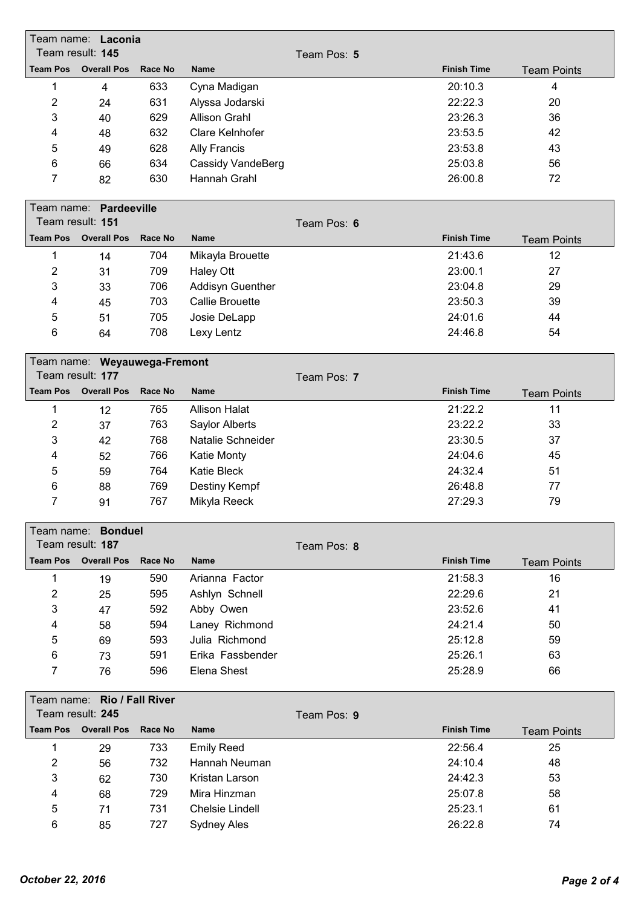Team name: **Laconia**
Team result: **145** Team Pos: **5**

| Team Pos | Overall Pos | Race No | Name | Finish Time | Team Points |
|---|---|---|---|---|---|
| 1 | 4 | 633 | Cyna Madigan | 20:10.3 | 4 |
| 2 | 24 | 631 | Alyssa Jodarski | 22:22.3 | 20 |
| 3 | 40 | 629 | Allison Grahl | 23:26.3 | 36 |
| 4 | 48 | 632 | Clare Kelnhofer | 23:53.5 | 42 |
| 5 | 49 | 628 | Ally Francis | 23:53.8 | 43 |
| 6 | 66 | 634 | Cassidy VandeBerg | 25:03.8 | 56 |
| 7 | 82 | 630 | Hannah Grahl | 26:00.8 | 72 |

Team name: **Pardeeville**
Team result: **151** Team Pos: **6**

| Team Pos | Overall Pos | Race No | Name | Finish Time | Team Points |
|---|---|---|---|---|---|
| 1 | 14 | 704 | Mikayla Brouette | 21:43.6 | 12 |
| 2 | 31 | 709 | Haley Ott | 23:00.1 | 27 |
| 3 | 33 | 706 | Addisyn Guenther | 23:04.8 | 29 |
| 4 | 45 | 703 | Callie Brouette | 23:50.3 | 39 |
| 5 | 51 | 705 | Josie DeLapp | 24:01.6 | 44 |
| 6 | 64 | 708 | Lexy Lentz | 24:46.8 | 54 |

Team name: **Weyauwega-Fremont**
Team result: **177** Team Pos: **7**

| Team Pos | Overall Pos | Race No | Name | Finish Time | Team Points |
|---|---|---|---|---|---|
| 1 | 12 | 765 | Allison Halat | 21:22.2 | 11 |
| 2 | 37 | 763 | Saylor Alberts | 23:22.2 | 33 |
| 3 | 42 | 768 | Natalie Schneider | 23:30.5 | 37 |
| 4 | 52 | 766 | Katie Monty | 24:04.6 | 45 |
| 5 | 59 | 764 | Katie Bleck | 24:32.4 | 51 |
| 6 | 88 | 769 | Destiny Kempf | 26:48.8 | 77 |
| 7 | 91 | 767 | Mikyla Reeck | 27:29.3 | 79 |

Team name: **Bonduel**
Team result: **187** Team Pos: **8**

| Team Pos | Overall Pos | Race No | Name | Finish Time | Team Points |
|---|---|---|---|---|---|
| 1 | 19 | 590 | Arianna Factor | 21:58.3 | 16 |
| 2 | 25 | 595 | Ashlyn Schnell | 22:29.6 | 21 |
| 3 | 47 | 592 | Abby Owen | 23:52.6 | 41 |
| 4 | 58 | 594 | Laney Richmond | 24:21.4 | 50 |
| 5 | 69 | 593 | Julia Richmond | 25:12.8 | 59 |
| 6 | 73 | 591 | Erika Fassbender | 25:26.1 | 63 |
| 7 | 76 | 596 | Elena Shest | 25:28.9 | 66 |

Team name: **Rio / Fall River**
Team result: **245** Team Pos: **9**

| Team Pos | Overall Pos | Race No | Name | Finish Time | Team Points |
|---|---|---|---|---|---|
| 1 | 29 | 733 | Emily Reed | 22:56.4 | 25 |
| 2 | 56 | 732 | Hannah Neuman | 24:10.4 | 48 |
| 3 | 62 | 730 | Kristan Larson | 24:42.3 | 53 |
| 4 | 68 | 729 | Mira Hinzman | 25:07.8 | 58 |
| 5 | 71 | 731 | Chelsie Lindell | 25:23.1 | 61 |
| 6 | 85 | 727 | Sydney Ales | 26:22.8 | 74 |

*October 22, 2016*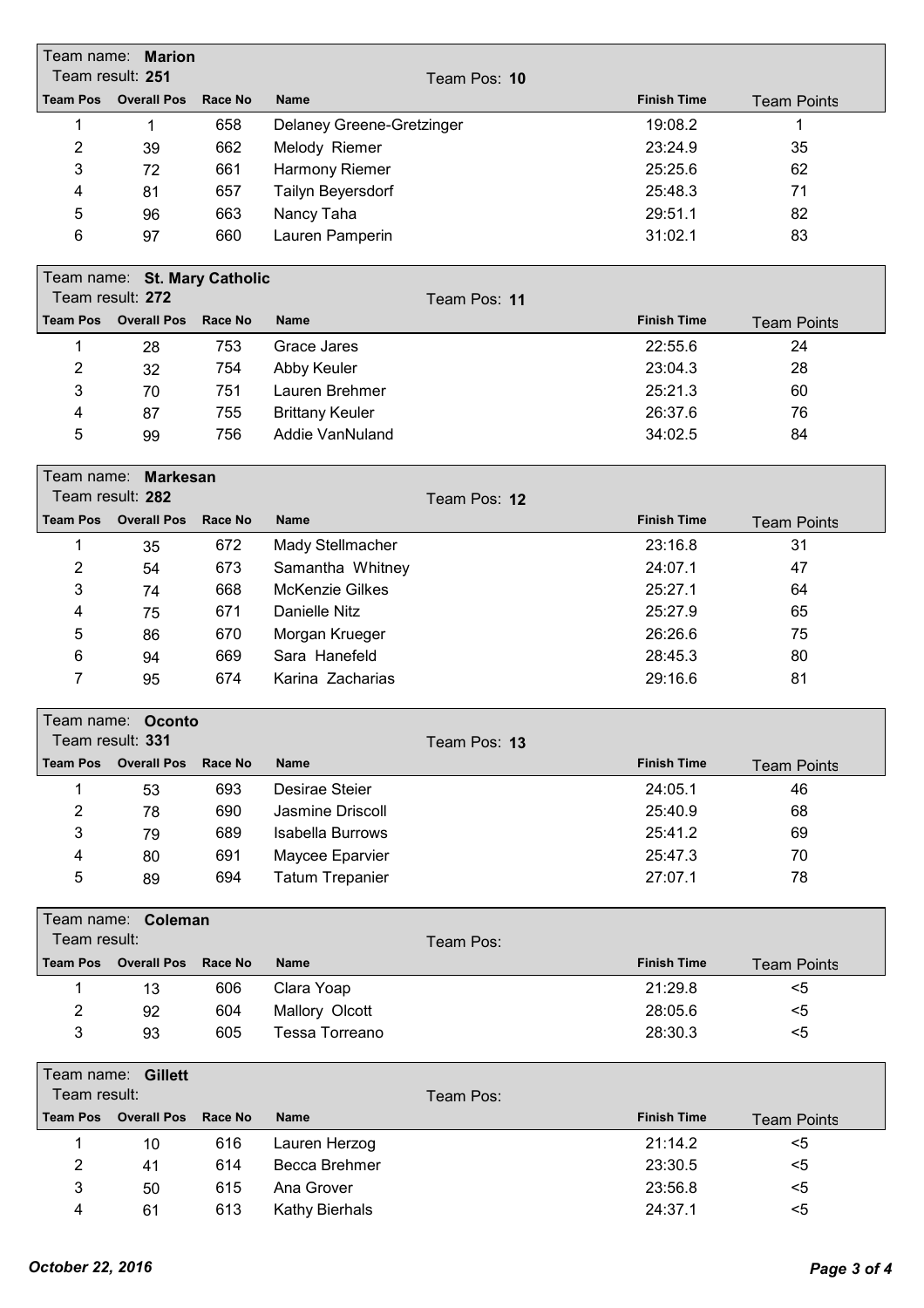Team name: **Marion**
Team result: **251** Team Pos: **10**

| Team Pos | Overall Pos | Race No | Name | Finish Time | Team Points |
|---|---|---|---|---|---|
| 1 | 1 | 658 | Delaney Greene-Gretzinger | 19:08.2 | 1 |
| 2 | 39 | 662 | Melody Riemer | 23:24.9 | 35 |
| 3 | 72 | 661 | Harmony Riemer | 25:25.6 | 62 |
| 4 | 81 | 657 | Tailyn Beyersdorf | 25:48.3 | 71 |
| 5 | 96 | 663 | Nancy Taha | 29:51.1 | 82 |
| 6 | 97 | 660 | Lauren Pamperin | 31:02.1 | 83 |

Team name: **St. Mary Catholic**
Team result: **272** Team Pos: **11**

| Team Pos | Overall Pos | Race No | Name | Finish Time | Team Points |
|---|---|---|---|---|---|
| 1 | 28 | 753 | Grace Jares | 22:55.6 | 24 |
| 2 | 32 | 754 | Abby Keuler | 23:04.3 | 28 |
| 3 | 70 | 751 | Lauren Brehmer | 25:21.3 | 60 |
| 4 | 87 | 755 | Brittany Keuler | 26:37.6 | 76 |
| 5 | 99 | 756 | Addie VanNuland | 34:02.5 | 84 |

Team name: **Markesan**
Team result: **282** Team Pos: **12**

| Team Pos | Overall Pos | Race No | Name | Finish Time | Team Points |
|---|---|---|---|---|---|
| 1 | 35 | 672 | Mady Stellmacher | 23:16.8 | 31 |
| 2 | 54 | 673 | Samantha Whitney | 24:07.1 | 47 |
| 3 | 74 | 668 | McKenzie Gilkes | 25:27.1 | 64 |
| 4 | 75 | 671 | Danielle Nitz | 25:27.9 | 65 |
| 5 | 86 | 670 | Morgan Krueger | 26:26.6 | 75 |
| 6 | 94 | 669 | Sara Hanefeld | 28:45.3 | 80 |
| 7 | 95 | 674 | Karina Zacharias | 29:16.6 | 81 |

Team name: **Oconto**
Team result: **331** Team Pos: **13**

| Team Pos | Overall Pos | Race No | Name | Finish Time | Team Points |
|---|---|---|---|---|---|
| 1 | 53 | 693 | Desirae Steier | 24:05.1 | 46 |
| 2 | 78 | 690 | Jasmine Driscoll | 25:40.9 | 68 |
| 3 | 79 | 689 | Isabella Burrows | 25:41.2 | 69 |
| 4 | 80 | 691 | Maycee Eparvier | 25:47.3 | 70 |
| 5 | 89 | 694 | Tatum Trepanier | 27:07.1 | 78 |

Team name: **Coleman**
Team result: Team Pos:

| Team Pos | Overall Pos | Race No | Name | Finish Time | Team Points |
|---|---|---|---|---|---|
| 1 | 13 | 606 | Clara Yoap | 21:29.8 | <5 |
| 2 | 92 | 604 | Mallory Olcott | 28:05.6 | <5 |
| 3 | 93 | 605 | Tessa Torreano | 28:30.3 | <5 |

Team name: **Gillett**
Team result: Team Pos:

| Team Pos | Overall Pos | Race No | Name | Finish Time | Team Points |
|---|---|---|---|---|---|
| 1 | 10 | 616 | Lauren Herzog | 21:14.2 | <5 |
| 2 | 41 | 614 | Becca Brehmer | 23:30.5 | <5 |
| 3 | 50 | 615 | Ana Grover | 23:56.8 | <5 |
| 4 | 61 | 613 | Kathy Bierhals | 24:37.1 | <5 |

*October 22, 2016*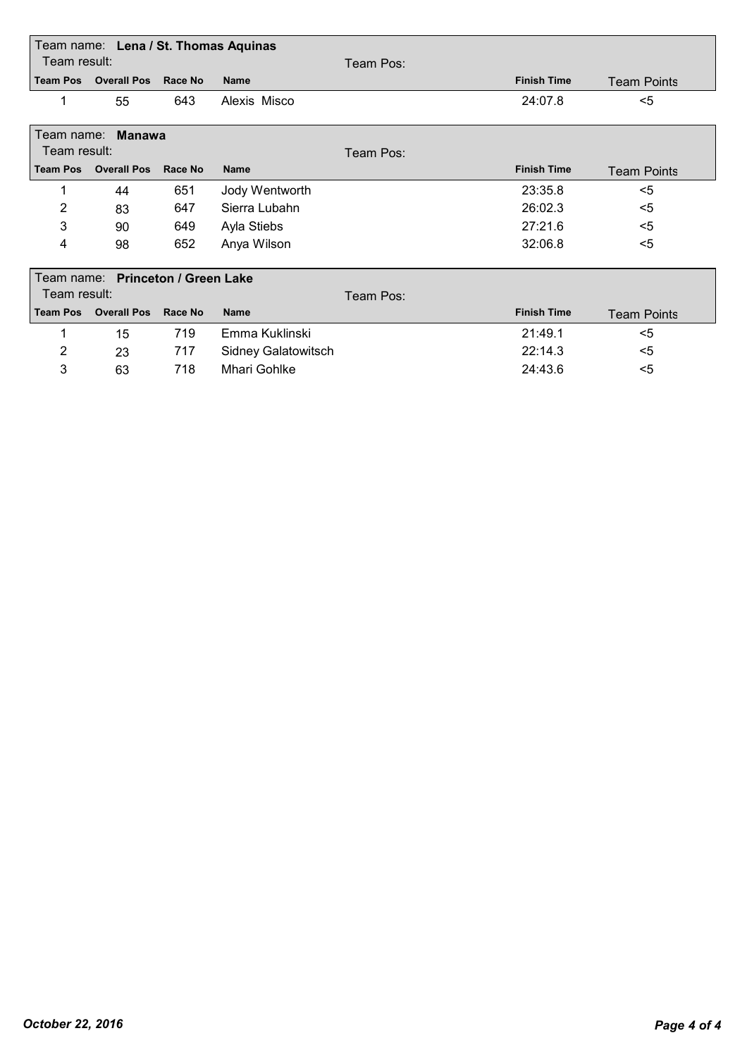Team name: **Lena / St. Thomas Aquinas**

Team result: Team Pos:

| Team Pos | Overall Pos | Race No | Name | Finish Time | Team Points |
|---|---|---|---|---|---|
| 1 | 55 | 643 | Alexis Misco | 24:07.8 | <5 |

Team name: **Manawa**

Team result: Team Pos:

| Team Pos | Overall Pos | Race No | Name | Finish Time | Team Points |
|---|---|---|---|---|---|
| 1 | 44 | 651 | Jody Wentworth | 23:35.8 | <5 |
| 2 | 83 | 647 | Sierra Lubahn | 26:02.3 | <5 |
| 3 | 90 | 649 | Ayla Stiebs | 27:21.6 | <5 |
| 4 | 98 | 652 | Anya Wilson | 32:06.8 | <5 |

Team name: **Princeton / Green Lake**

Team result: Team Pos:

| Team Pos | Overall Pos | Race No | Name | Finish Time | Team Points |
|---|---|---|---|---|---|
| 1 | 15 | 719 | Emma Kuklinski | 21:49.1 | <5 |
| 2 | 23 | 717 | Sidney Galatowitsch | 22:14.3 | <5 |
| 3 | 63 | 718 | Mhari Gohlke | 24:43.6 | <5 |

*October 22, 2016*